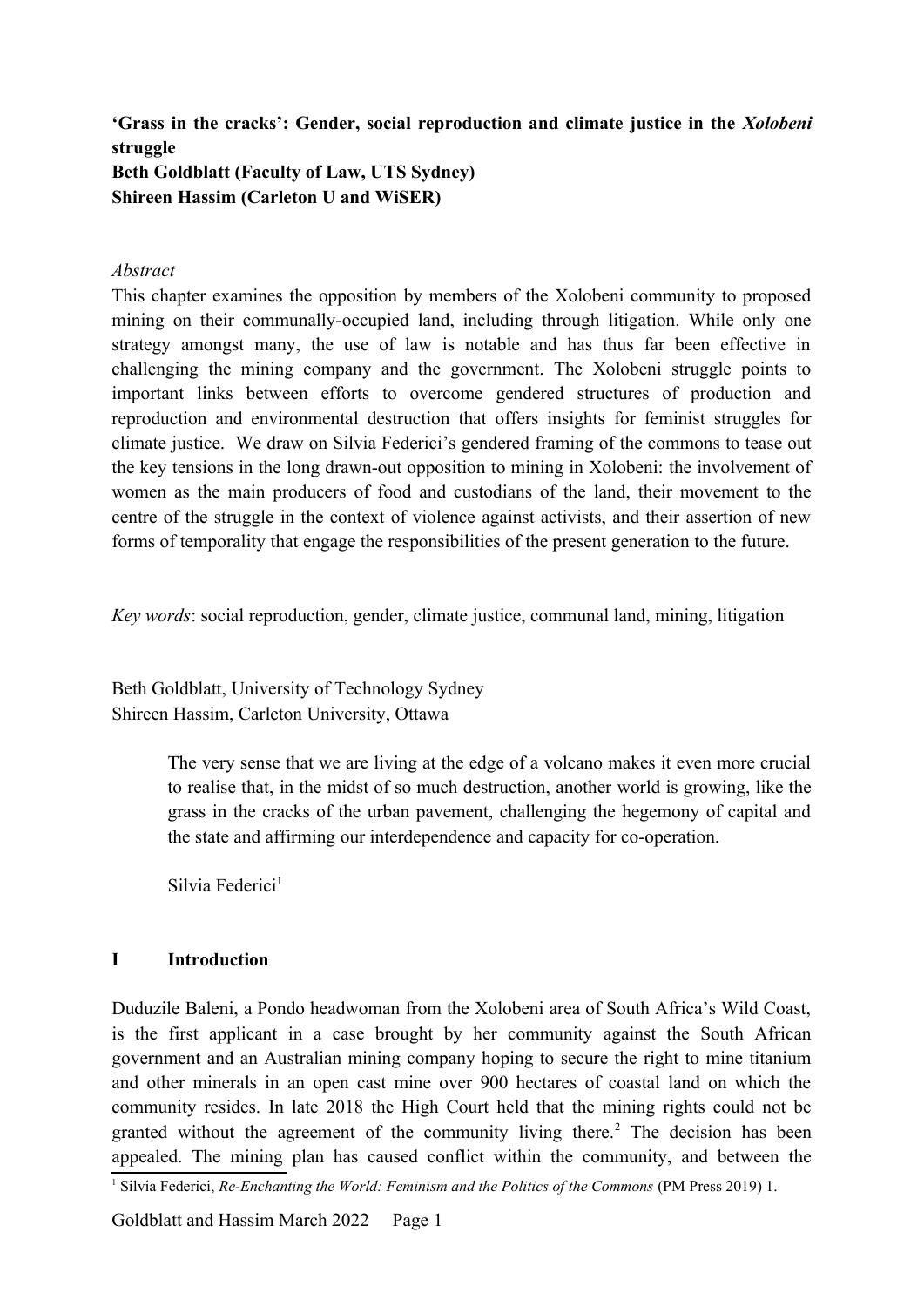**'Grass in the cracks': Gender, social reproduction and climate justice in the *Xolobeni* struggle**
**Beth Goldblatt (Faculty of Law, UTS Sydney)**
**Shireen Hassim (Carleton U and WiSER)**

*Abstract*

This chapter examines the opposition by members of the Xolobeni community to proposed mining on their communally-occupied land, including through litigation. While only one strategy amongst many, the use of law is notable and has thus far been effective in challenging the mining company and the government. The Xolobeni struggle points to important links between efforts to overcome gendered structures of production and reproduction and environmental destruction that offers insights for feminist struggles for climate justice. We draw on Silvia Federici's gendered framing of the commons to tease out the key tensions in the long drawn-out opposition to mining in Xolobeni: the involvement of women as the main producers of food and custodians of the land, their movement to the centre of the struggle in the context of violence against activists, and their assertion of new forms of temporality that engage the responsibilities of the present generation to the future.

*Key words*: social reproduction, gender, climate justice, communal land, mining, litigation

Beth Goldblatt, University of Technology Sydney
Shireen Hassim, Carleton University, Ottawa

> The very sense that we are living at the edge of a volcano makes it even more crucial to realise that, in the midst of so much destruction, another world is growing, like the grass in the cracks of the urban pavement, challenging the hegemony of capital and the state and affirming our interdependence and capacity for co-operation.
>
> Silvia Federici[1]

## I Introduction

Duduzile Baleni, a Pondo headwoman from the Xolobeni area of South Africa's Wild Coast, is the first applicant in a case brought by her community against the South African government and an Australian mining company hoping to secure the right to mine titanium and other minerals in an open cast mine over 900 hectares of coastal land on which the community resides. In late 2018 the High Court held that the mining rights could not be granted without the agreement of the community living there.[2] The decision has been appealed. The mining plan has caused conflict within the community, and between the

[1] Silvia Federici, *Re-Enchanting the World: Feminism and the Politics of the Commons* (PM Press 2019) 1.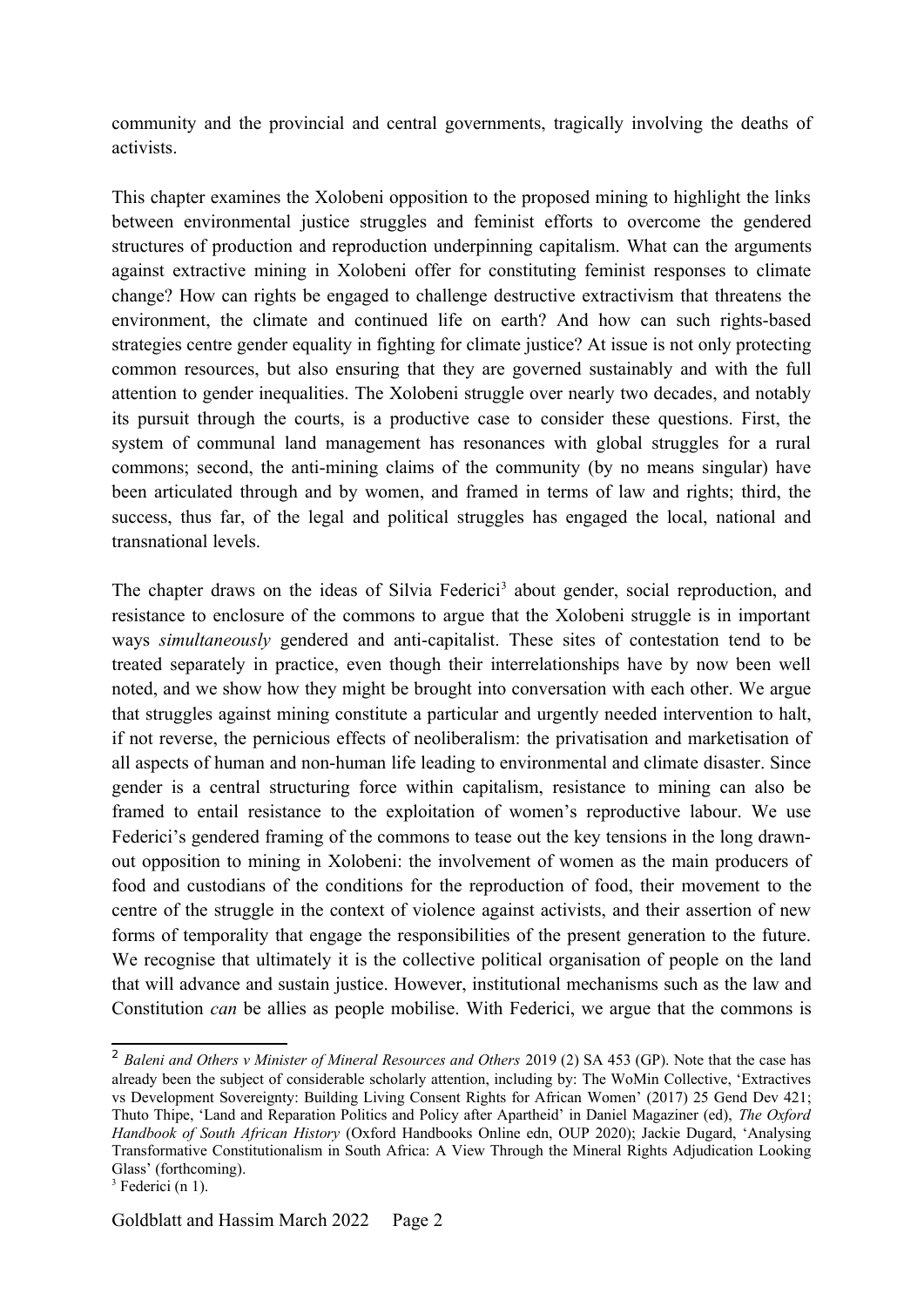community and the provincial and central governments, tragically involving the deaths of activists.

This chapter examines the Xolobeni opposition to the proposed mining to highlight the links between environmental justice struggles and feminist efforts to overcome the gendered structures of production and reproduction underpinning capitalism. What can the arguments against extractive mining in Xolobeni offer for constituting feminist responses to climate change? How can rights be engaged to challenge destructive extractivism that threatens the environment, the climate and continued life on earth? And how can such rights-based strategies centre gender equality in fighting for climate justice? At issue is not only protecting common resources, but also ensuring that they are governed sustainably and with the full attention to gender inequalities. The Xolobeni struggle over nearly two decades, and notably its pursuit through the courts, is a productive case to consider these questions. First, the system of communal land management has resonances with global struggles for a rural commons; second, the anti-mining claims of the community (by no means singular) have been articulated through and by women, and framed in terms of law and rights; third, the success, thus far, of the legal and political struggles has engaged the local, national and transnational levels.

The chapter draws on the ideas of Silvia Federici[3] about gender, social reproduction, and resistance to enclosure of the commons to argue that the Xolobeni struggle is in important ways *simultaneously* gendered and anti-capitalist. These sites of contestation tend to be treated separately in practice, even though their interrelationships have by now been well noted, and we show how they might be brought into conversation with each other. We argue that struggles against mining constitute a particular and urgently needed intervention to halt, if not reverse, the pernicious effects of neoliberalism: the privatisation and marketisation of all aspects of human and non-human life leading to environmental and climate disaster. Since gender is a central structuring force within capitalism, resistance to mining can also be framed to entail resistance to the exploitation of women's reproductive labour. We use Federici's gendered framing of the commons to tease out the key tensions in the long drawn-out opposition to mining in Xolobeni: the involvement of women as the main producers of food and custodians of the conditions for the reproduction of food, their movement to the centre of the struggle in the context of violence against activists, and their assertion of new forms of temporality that engage the responsibilities of the present generation to the future. We recognise that ultimately it is the collective political organisation of people on the land that will advance and sustain justice. However, institutional mechanisms such as the law and Constitution *can* be allies as people mobilise. With Federici, we argue that the commons is

[2] *Baleni and Others v Minister of Mineral Resources and Others* 2019 (2) SA 453 (GP). Note that the case has already been the subject of considerable scholarly attention, including by: The WoMin Collective, 'Extractives vs Development Sovereignty: Building Living Consent Rights for African Women' (2017) 25 Gend Dev 421; Thuto Thipe, 'Land and Reparation Politics and Policy after Apartheid' in Daniel Magaziner (ed), *The Oxford Handbook of South African History* (Oxford Handbooks Online edn, OUP 2020); Jackie Dugard, 'Analysing Transformative Constitutionalism in South Africa: A View Through the Mineral Rights Adjudication Looking Glass' (forthcoming).

[3] Federici (n 1).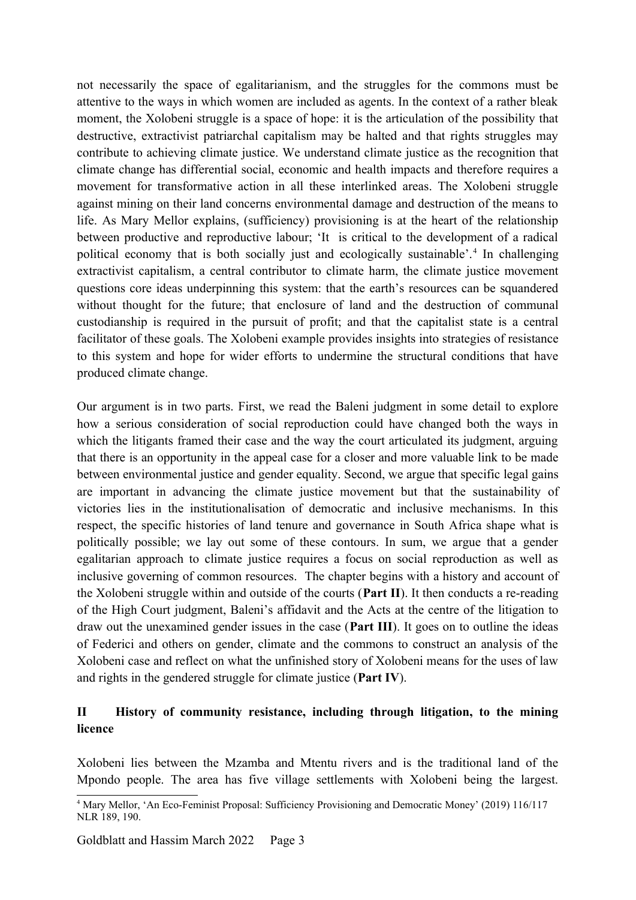not necessarily the space of egalitarianism, and the struggles for the commons must be attentive to the ways in which women are included as agents. In the context of a rather bleak moment, the Xolobeni struggle is a space of hope: it is the articulation of the possibility that destructive, extractivist patriarchal capitalism may be halted and that rights struggles may contribute to achieving climate justice. We understand climate justice as the recognition that climate change has differential social, economic and health impacts and therefore requires a movement for transformative action in all these interlinked areas. The Xolobeni struggle against mining on their land concerns environmental damage and destruction of the means to life. As Mary Mellor explains, (sufficiency) provisioning is at the heart of the relationship between productive and reproductive labour; 'It is critical to the development of a radical political economy that is both socially just and ecologically sustainable'.[4] In challenging extractivist capitalism, a central contributor to climate harm, the climate justice movement questions core ideas underpinning this system: that the earth's resources can be squandered without thought for the future; that enclosure of land and the destruction of communal custodianship is required in the pursuit of profit; and that the capitalist state is a central facilitator of these goals. The Xolobeni example provides insights into strategies of resistance to this system and hope for wider efforts to undermine the structural conditions that have produced climate change.

Our argument is in two parts. First, we read the Baleni judgment in some detail to explore how a serious consideration of social reproduction could have changed both the ways in which the litigants framed their case and the way the court articulated its judgment, arguing that there is an opportunity in the appeal case for a closer and more valuable link to be made between environmental justice and gender equality. Second, we argue that specific legal gains are important in advancing the climate justice movement but that the sustainability of victories lies in the institutionalisation of democratic and inclusive mechanisms. In this respect, the specific histories of land tenure and governance in South Africa shape what is politically possible; we lay out some of these contours. In sum, we argue that a gender egalitarian approach to climate justice requires a focus on social reproduction as well as inclusive governing of common resources. The chapter begins with a history and account of the Xolobeni struggle within and outside of the courts (**Part II**). It then conducts a re-reading of the High Court judgment, Baleni's affidavit and the Acts at the centre of the litigation to draw out the unexamined gender issues in the case (**Part III**). It goes on to outline the ideas of Federici and others on gender, climate and the commons to construct an analysis of the Xolobeni case and reflect on what the unfinished story of Xolobeni means for the uses of law and rights in the gendered struggle for climate justice (**Part IV**).

## II History of community resistance, including through litigation, to the mining licence

Xolobeni lies between the Mzamba and Mtentu rivers and is the traditional land of the Mpondo people. The area has five village settlements with Xolobeni being the largest.

[4] Mary Mellor, 'An Eco-Feminist Proposal: Sufficiency Provisioning and Democratic Money' (2019) 116/117 NLR 189, 190.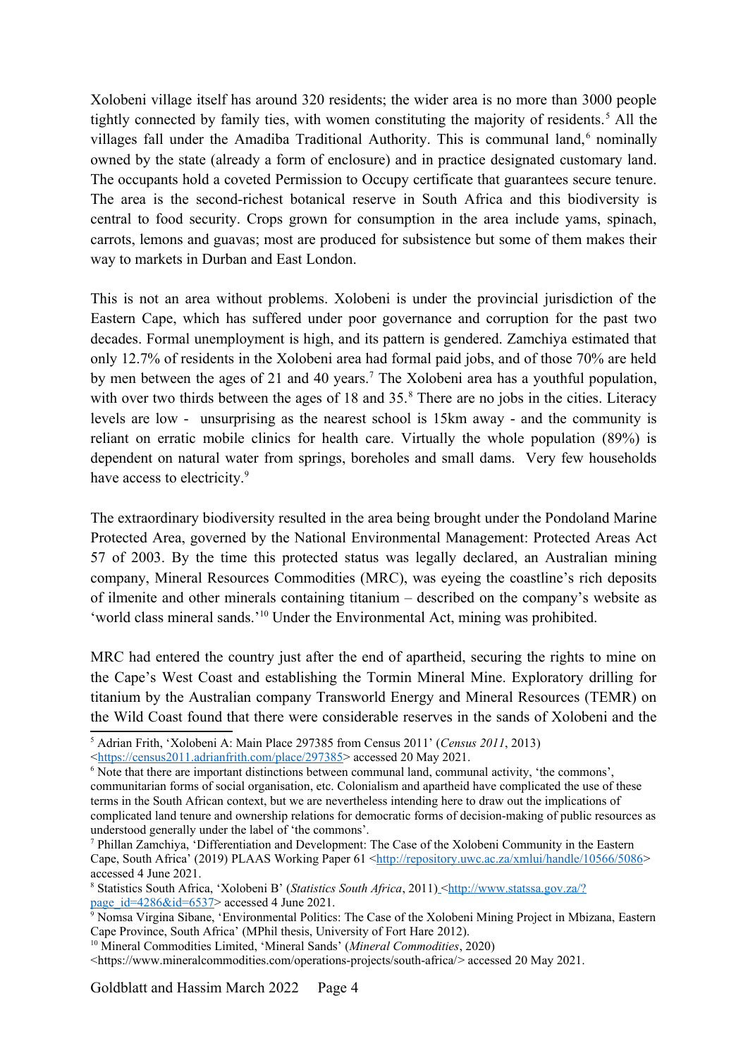Xolobeni village itself has around 320 residents; the wider area is no more than 3000 people tightly connected by family ties, with women constituting the majority of residents.[5] All the villages fall under the Amadiba Traditional Authority. This is communal land,[6] nominally owned by the state (already a form of enclosure) and in practice designated customary land. The occupants hold a coveted Permission to Occupy certificate that guarantees secure tenure. The area is the second-richest botanical reserve in South Africa and this biodiversity is central to food security. Crops grown for consumption in the area include yams, spinach, carrots, lemons and guavas; most are produced for subsistence but some of them makes their way to markets in Durban and East London.

This is not an area without problems. Xolobeni is under the provincial jurisdiction of the Eastern Cape, which has suffered under poor governance and corruption for the past two decades. Formal unemployment is high, and its pattern is gendered. Zamchiya estimated that only 12.7% of residents in the Xolobeni area had formal paid jobs, and of those 70% are held by men between the ages of 21 and 40 years.[7] The Xolobeni area has a youthful population, with over two thirds between the ages of 18 and 35.[8] There are no jobs in the cities. Literacy levels are low - unsurprising as the nearest school is 15km away - and the community is reliant on erratic mobile clinics for health care. Virtually the whole population (89%) is dependent on natural water from springs, boreholes and small dams. Very few households have access to electricity.[9]

The extraordinary biodiversity resulted in the area being brought under the Pondoland Marine Protected Area, governed by the National Environmental Management: Protected Areas Act 57 of 2003. By the time this protected status was legally declared, an Australian mining company, Mineral Resources Commodities (MRC), was eyeing the coastline's rich deposits of ilmenite and other minerals containing titanium – described on the company's website as 'world class mineral sands.'[10] Under the Environmental Act, mining was prohibited.

MRC had entered the country just after the end of apartheid, securing the rights to mine on the Cape's West Coast and establishing the Tormin Mineral Mine. Exploratory drilling for titanium by the Australian company Transworld Energy and Mineral Resources (TEMR) on the Wild Coast found that there were considerable reserves in the sands of Xolobeni and the

---

[5] Adrian Frith, 'Xolobeni A: Main Place 297385 from Census 2011' (*Census 2011*, 2013) <https://census2011.adrianfrith.com/place/297385> accessed 20 May 2021.

[6] Note that there are important distinctions between communal land, communal activity, 'the commons', communitarian forms of social organisation, etc. Colonialism and apartheid have complicated the use of these terms in the South African context, but we are nevertheless intending here to draw out the implications of complicated land tenure and ownership relations for democratic forms of decision-making of public resources as understood generally under the label of 'the commons'.

[7] Phillan Zamchiya, 'Differentiation and Development: The Case of the Xolobeni Community in the Eastern Cape, South Africa' (2019) PLAAS Working Paper 61 <http://repository.uwc.ac.za/xmlui/handle/10566/5086> accessed 4 June 2021.

[8] Statistics South Africa, 'Xolobeni B' (*Statistics South Africa*, 2011) <http://www.statssa.gov.za/?page_id=4286&id=6537> accessed 4 June 2021.

[9] Nomsa Virgina Sibane, 'Environmental Politics: The Case of the Xolobeni Mining Project in Mbizana, Eastern Cape Province, South Africa' (MPhil thesis, University of Fort Hare 2012).

[10] Mineral Commodities Limited, 'Mineral Sands' (*Mineral Commodities*, 2020) <https://www.mineralcommodities.com/operations-projects/south-africa/> accessed 20 May 2021.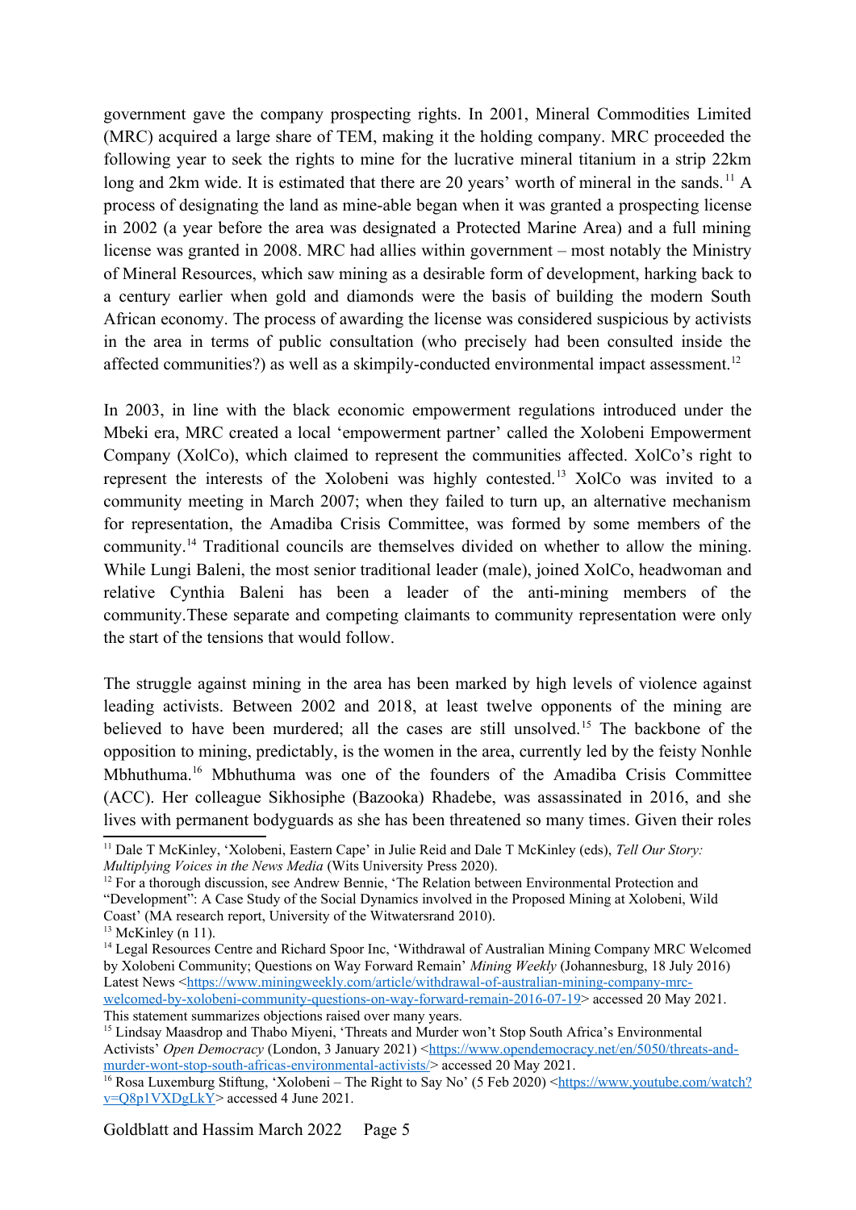government gave the company prospecting rights. In 2001, Mineral Commodities Limited (MRC) acquired a large share of TEM, making it the holding company. MRC proceeded the following year to seek the rights to mine for the lucrative mineral titanium in a strip 22km long and 2km wide. It is estimated that there are 20 years' worth of mineral in the sands.[11] A process of designating the land as mine-able began when it was granted a prospecting license in 2002 (a year before the area was designated a Protected Marine Area) and a full mining license was granted in 2008. MRC had allies within government – most notably the Ministry of Mineral Resources, which saw mining as a desirable form of development, harking back to a century earlier when gold and diamonds were the basis of building the modern South African economy. The process of awarding the license was considered suspicious by activists in the area in terms of public consultation (who precisely had been consulted inside the affected communities?) as well as a skimpily-conducted environmental impact assessment.[12]

In 2003, in line with the black economic empowerment regulations introduced under the Mbeki era, MRC created a local 'empowerment partner' called the Xolobeni Empowerment Company (XolCo), which claimed to represent the communities affected. XolCo's right to represent the interests of the Xolobeni was highly contested.[13] XolCo was invited to a community meeting in March 2007; when they failed to turn up, an alternative mechanism for representation, the Amadiba Crisis Committee, was formed by some members of the community.[14] Traditional councils are themselves divided on whether to allow the mining. While Lungi Baleni, the most senior traditional leader (male), joined XolCo, headwoman and relative Cynthia Baleni has been a leader of the anti-mining members of the community.These separate and competing claimants to community representation were only the start of the tensions that would follow.

The struggle against mining in the area has been marked by high levels of violence against leading activists. Between 2002 and 2018, at least twelve opponents of the mining are believed to have been murdered; all the cases are still unsolved.[15] The backbone of the opposition to mining, predictably, is the women in the area, currently led by the feisty Nonhle Mbhuthuma.[16] Mbhuthuma was one of the founders of the Amadiba Crisis Committee (ACC). Her colleague Sikhosiphe (Bazooka) Rhadebe, was assassinated in 2016, and she lives with permanent bodyguards as she has been threatened so many times. Given their roles

---

[11] Dale T McKinley, 'Xolobeni, Eastern Cape' in Julie Reid and Dale T McKinley (eds), *Tell Our Story: Multiplying Voices in the News Media* (Wits University Press 2020).

[12] For a thorough discussion, see Andrew Bennie, 'The Relation between Environmental Protection and "Development": A Case Study of the Social Dynamics involved in the Proposed Mining at Xolobeni, Wild Coast' (MA research report, University of the Witwatersrand 2010).

[13] McKinley (n 11).

[14] Legal Resources Centre and Richard Spoor Inc, 'Withdrawal of Australian Mining Company MRC Welcomed by Xolobeni Community; Questions on Way Forward Remain' *Mining Weekly* (Johannesburg, 18 July 2016) Latest News <https://www.miningweekly.com/article/withdrawal-of-australian-mining-company-mrc-welcomed-by-xolobeni-community-questions-on-way-forward-remain-2016-07-19> accessed 20 May 2021. This statement summarizes objections raised over many years.

[15] Lindsay Maasdrop and Thabo Miyeni, 'Threats and Murder won't Stop South Africa's Environmental Activists' *Open Democracy* (London, 3 January 2021) <https://www.opendemocracy.net/en/5050/threats-and-murder-wont-stop-south-africas-environmental-activists/> accessed 20 May 2021.

[16] Rosa Luxemburg Stiftung, 'Xolobeni – The Right to Say No' (5 Feb 2020) <https://www.youtube.com/watch?v=Q8p1VXDgLkY> accessed 4 June 2021.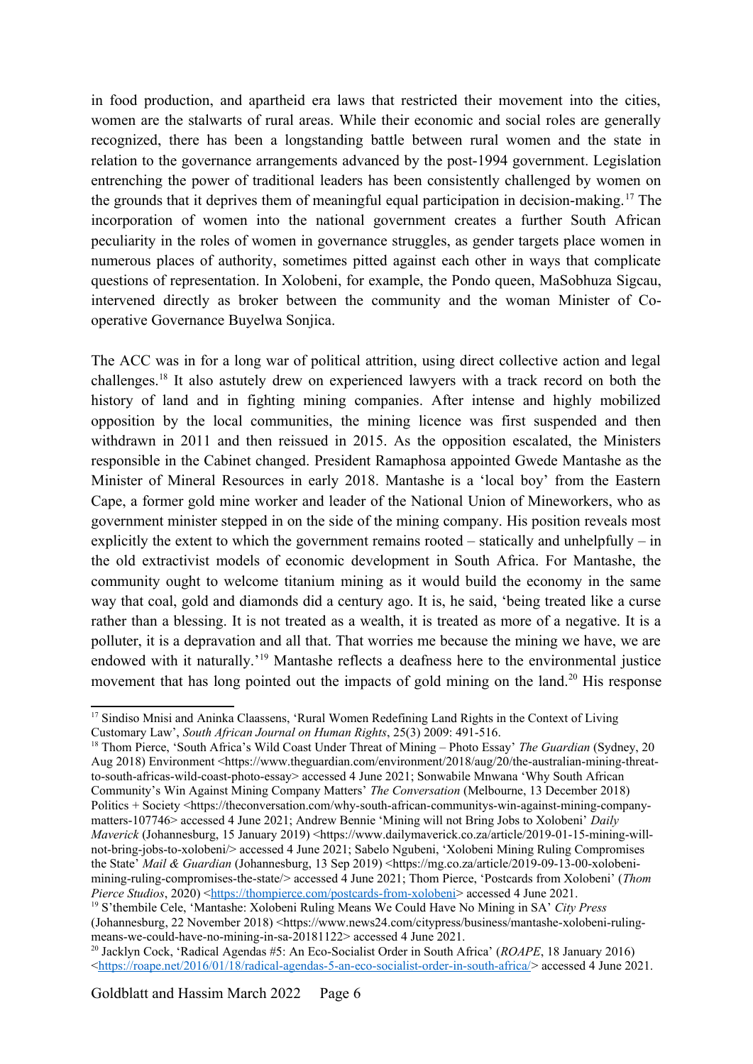in food production, and apartheid era laws that restricted their movement into the cities, women are the stalwarts of rural areas. While their economic and social roles are generally recognized, there has been a longstanding battle between rural women and the state in relation to the governance arrangements advanced by the post-1994 government. Legislation entrenching the power of traditional leaders has been consistently challenged by women on the grounds that it deprives them of meaningful equal participation in decision-making.[17] The incorporation of women into the national government creates a further South African peculiarity in the roles of women in governance struggles, as gender targets place women in numerous places of authority, sometimes pitted against each other in ways that complicate questions of representation. In Xolobeni, for example, the Pondo queen, MaSobhuza Sigcau, intervened directly as broker between the community and the woman Minister of Co-operative Governance Buyelwa Sonjica.

The ACC was in for a long war of political attrition, using direct collective action and legal challenges.[18] It also astutely drew on experienced lawyers with a track record on both the history of land and in fighting mining companies. After intense and highly mobilized opposition by the local communities, the mining licence was first suspended and then withdrawn in 2011 and then reissued in 2015. As the opposition escalated, the Ministers responsible in the Cabinet changed. President Ramaphosa appointed Gwede Mantashe as the Minister of Mineral Resources in early 2018. Mantashe is a 'local boy' from the Eastern Cape, a former gold mine worker and leader of the National Union of Mineworkers, who as government minister stepped in on the side of the mining company. His position reveals most explicitly the extent to which the government remains rooted – statically and unhelpfully – in the old extractivist models of economic development in South Africa. For Mantashe, the community ought to welcome titanium mining as it would build the economy in the same way that coal, gold and diamonds did a century ago. It is, he said, 'being treated like a curse rather than a blessing. It is not treated as a wealth, it is treated as more of a negative. It is a polluter, it is a depravation and all that. That worries me because the mining we have, we are endowed with it naturally.'[19] Mantashe reflects a deafness here to the environmental justice movement that has long pointed out the impacts of gold mining on the land.[20] His response

---

[17] Sindiso Mnisi and Aninka Claassens, 'Rural Women Redefining Land Rights in the Context of Living Customary Law', *South African Journal on Human Rights*, 25(3) 2009: 491-516.

[18] Thom Pierce, 'South Africa's Wild Coast Under Threat of Mining – Photo Essay' *The Guardian* (Sydney, 20 Aug 2018) Environment <https://www.theguardian.com/environment/2018/aug/20/the-australian-mining-threat-to-south-africas-wild-coast-photo-essay> accessed 4 June 2021; Sonwabile Mnwana 'Why South African Community's Win Against Mining Company Matters' *The Conversation* (Melbourne, 13 December 2018) Politics + Society <https://theconversation.com/why-south-african-communitys-win-against-mining-company-matters-107746> accessed 4 June 2021; Andrew Bennie 'Mining will not Bring Jobs to Xolobeni' *Daily Maverick* (Johannesburg, 15 January 2019) <https://www.dailymaverick.co.za/article/2019-01-15-mining-will-not-bring-jobs-to-xolobeni/> accessed 4 June 2021; Sabelo Ngubeni, 'Xolobeni Mining Ruling Compromises the State' *Mail & Guardian* (Johannesburg, 13 Sep 2019) <https://mg.co.za/article/2019-09-13-00-xolobeni-mining-ruling-compromises-the-state/> accessed 4 June 2021; Thom Pierce, 'Postcards from Xolobeni' (*Thom Pierce Studios*, 2020) <https://thompierce.com/postcards-from-xolobeni> accessed 4 June 2021.

[19] S'thembile Cele, 'Mantashe: Xolobeni Ruling Means We Could Have No Mining in SA' *City Press* (Johannesburg, 22 November 2018) <https://www.news24.com/citypress/business/mantashe-xolobeni-ruling-means-we-could-have-no-mining-in-sa-20181122> accessed 4 June 2021.

[20] Jacklyn Cock, 'Radical Agendas #5: An Eco-Socialist Order in South Africa' (*ROAPE*, 18 January 2016) <https://roape.net/2016/01/18/radical-agendas-5-an-eco-socialist-order-in-south-africa/> accessed 4 June 2021.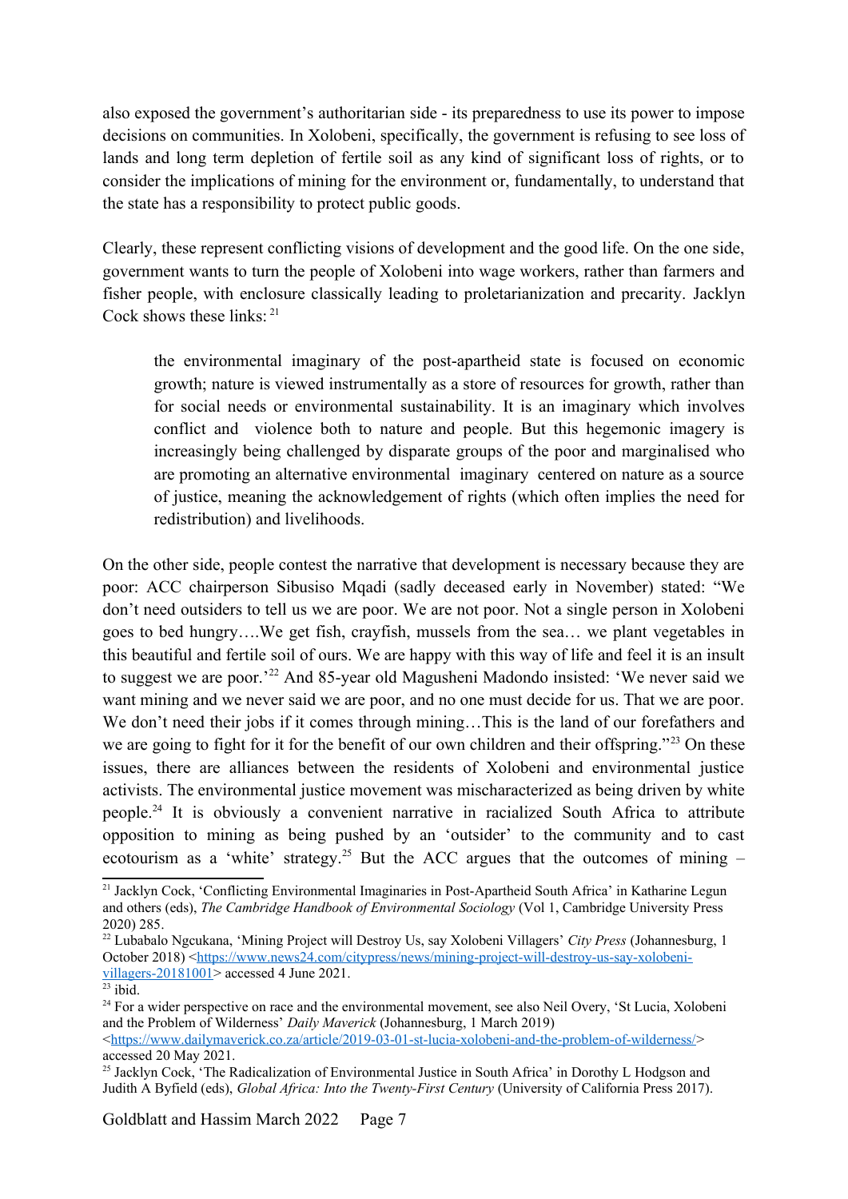also exposed the government's authoritarian side - its preparedness to use its power to impose decisions on communities. In Xolobeni, specifically, the government is refusing to see loss of lands and long term depletion of fertile soil as any kind of significant loss of rights, or to consider the implications of mining for the environment or, fundamentally, to understand that the state has a responsibility to protect public goods.

Clearly, these represent conflicting visions of development and the good life. On the one side, government wants to turn the people of Xolobeni into wage workers, rather than farmers and fisher people, with enclosure classically leading to proletarianization and precarity. Jacklyn Cock shows these links: [21]

> the environmental imaginary of the post-apartheid state is focused on economic growth; nature is viewed instrumentally as a store of resources for growth, rather than for social needs or environmental sustainability. It is an imaginary which involves conflict and violence both to nature and people. But this hegemonic imagery is increasingly being challenged by disparate groups of the poor and marginalised who are promoting an alternative environmental imaginary centered on nature as a source of justice, meaning the acknowledgement of rights (which often implies the need for redistribution) and livelihoods.

On the other side, people contest the narrative that development is necessary because they are poor: ACC chairperson Sibusiso Mqadi (sadly deceased early in November) stated: "We don't need outsiders to tell us we are poor. We are not poor. Not a single person in Xolobeni goes to bed hungry….We get fish, crayfish, mussels from the sea… we plant vegetables in this beautiful and fertile soil of ours. We are happy with this way of life and feel it is an insult to suggest we are poor.'[22] And 85-year old Magusheni Madondo insisted: 'We never said we want mining and we never said we are poor, and no one must decide for us. That we are poor. We don't need their jobs if it comes through mining…This is the land of our forefathers and we are going to fight for it for the benefit of our own children and their offspring."[23] On these issues, there are alliances between the residents of Xolobeni and environmental justice activists. The environmental justice movement was mischaracterized as being driven by white people.[24] It is obviously a convenient narrative in racialized South Africa to attribute opposition to mining as being pushed by an 'outsider' to the community and to cast ecotourism as a 'white' strategy.[25] But the ACC argues that the outcomes of mining –

---

[21] Jacklyn Cock, 'Conflicting Environmental Imaginaries in Post-Apartheid South Africa' in Katharine Legun and others (eds), *The Cambridge Handbook of Environmental Sociology* (Vol 1, Cambridge University Press 2020) 285.

[22] Lubabalo Ngcukana, 'Mining Project will Destroy Us, say Xolobeni Villagers' *City Press* (Johannesburg, 1 October 2018) <https://www.news24.com/citypress/news/mining-project-will-destroy-us-say-xolobeni-villagers-20181001> accessed 4 June 2021.

[23] ibid.

[24] For a wider perspective on race and the environmental movement, see also Neil Overy, 'St Lucia, Xolobeni and the Problem of Wilderness' *Daily Maverick* (Johannesburg, 1 March 2019) <https://www.dailymaverick.co.za/article/2019-03-01-st-lucia-xolobeni-and-the-problem-of-wilderness/> accessed 20 May 2021.

[25] Jacklyn Cock, 'The Radicalization of Environmental Justice in South Africa' in Dorothy L Hodgson and Judith A Byfield (eds), *Global Africa: Into the Twenty-First Century* (University of California Press 2017).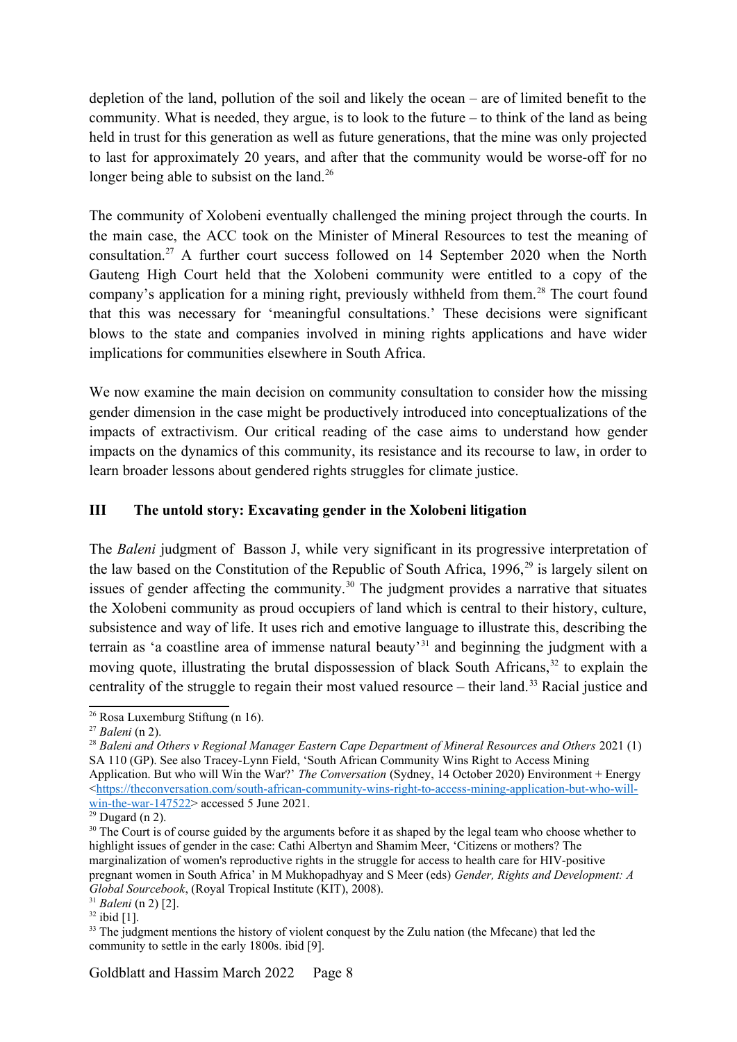depletion of the land, pollution of the soil and likely the ocean – are of limited benefit to the community. What is needed, they argue, is to look to the future – to think of the land as being held in trust for this generation as well as future generations, that the mine was only projected to last for approximately 20 years, and after that the community would be worse-off for no longer being able to subsist on the land.[26]

The community of Xolobeni eventually challenged the mining project through the courts. In the main case, the ACC took on the Minister of Mineral Resources to test the meaning of consultation.[27] A further court success followed on 14 September 2020 when the North Gauteng High Court held that the Xolobeni community were entitled to a copy of the company's application for a mining right, previously withheld from them.[28] The court found that this was necessary for 'meaningful consultations.' These decisions were significant blows to the state and companies involved in mining rights applications and have wider implications for communities elsewhere in South Africa.

We now examine the main decision on community consultation to consider how the missing gender dimension in the case might be productively introduced into conceptualizations of the impacts of extractivism. Our critical reading of the case aims to understand how gender impacts on the dynamics of this community, its resistance and its recourse to law, in order to learn broader lessons about gendered rights struggles for climate justice.

## III The untold story: Excavating gender in the Xolobeni litigation

The *Baleni* judgment of Basson J, while very significant in its progressive interpretation of the law based on the Constitution of the Republic of South Africa, 1996,[29] is largely silent on issues of gender affecting the community.[30] The judgment provides a narrative that situates the Xolobeni community as proud occupiers of land which is central to their history, culture, subsistence and way of life. It uses rich and emotive language to illustrate this, describing the terrain as 'a coastline area of immense natural beauty'[31] and beginning the judgment with a moving quote, illustrating the brutal dispossession of black South Africans,[32] to explain the centrality of the struggle to regain their most valued resource – their land.[33] Racial justice and

---

[26] Rosa Luxemburg Stiftung (n 16).

[27] *Baleni* (n 2).

[28] *Baleni and Others v Regional Manager Eastern Cape Department of Mineral Resources and Others* 2021 (1) SA 110 (GP). See also Tracey-Lynn Field, 'South African Community Wins Right to Access Mining Application. But who will Win the War?' *The Conversation* (Sydney, 14 October 2020) Environment + Energy <https://theconversation.com/south-african-community-wins-right-to-access-mining-application-but-who-will-win-the-war-147522> accessed 5 June 2021.

[29] Dugard (n 2).

[30] The Court is of course guided by the arguments before it as shaped by the legal team who choose whether to highlight issues of gender in the case: Cathi Albertyn and Shamim Meer, 'Citizens or mothers? The marginalization of women's reproductive rights in the struggle for access to health care for HIV-positive pregnant women in South Africa' in M Mukhopadhyay and S Meer (eds) *Gender, Rights and Development: A Global Sourcebook*, (Royal Tropical Institute (KIT), 2008).

[31] *Baleni* (n 2) [2].

[32] ibid [1].

[33] The judgment mentions the history of violent conquest by the Zulu nation (the Mfecane) that led the community to settle in the early 1800s. ibid [9].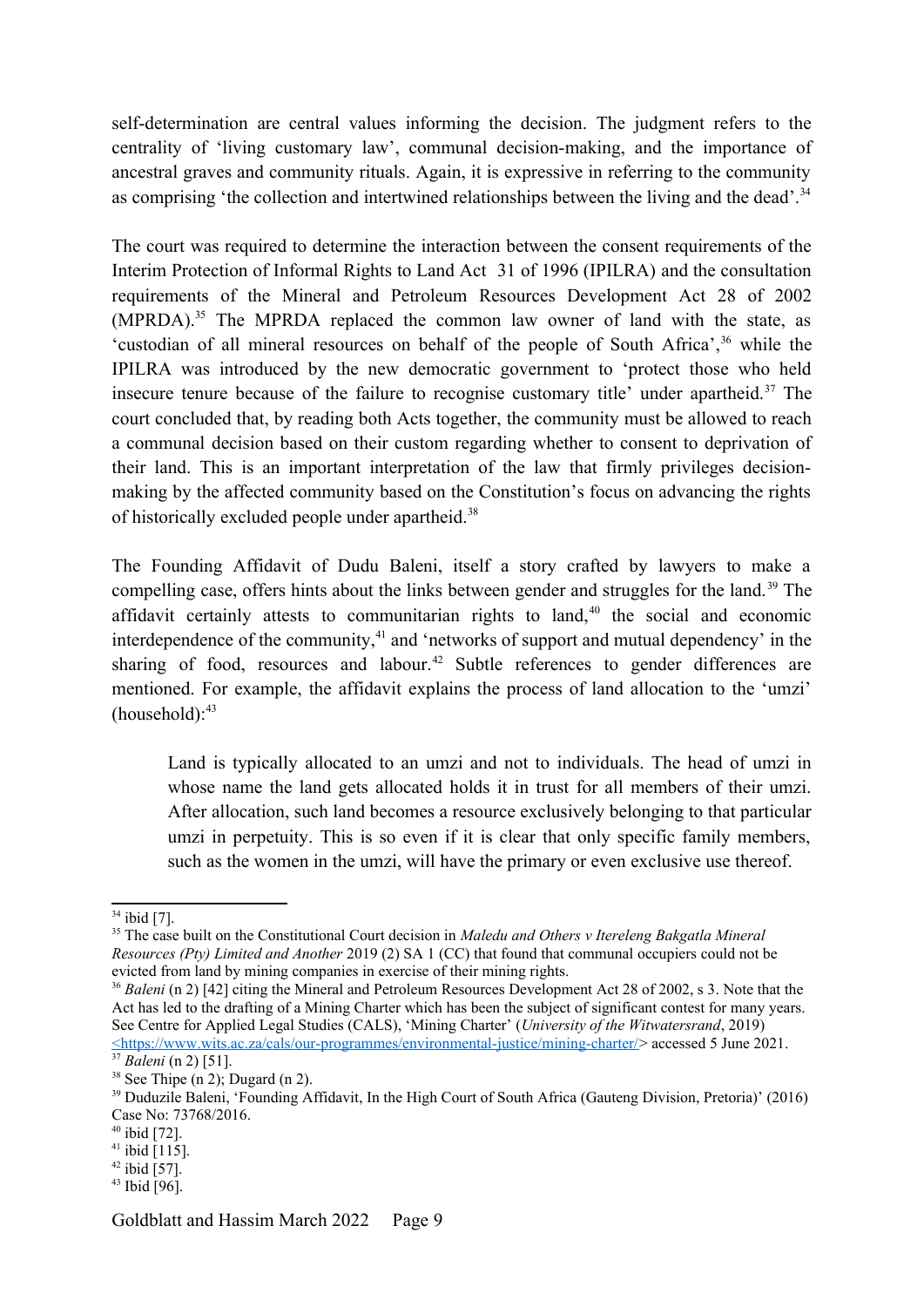self-determination are central values informing the decision. The judgment refers to the centrality of 'living customary law', communal decision-making, and the importance of ancestral graves and community rituals. Again, it is expressive in referring to the community as comprising 'the collection and intertwined relationships between the living and the dead'.[34]

The court was required to determine the interaction between the consent requirements of the Interim Protection of Informal Rights to Land Act 31 of 1996 (IPILRA) and the consultation requirements of the Mineral and Petroleum Resources Development Act 28 of 2002 (MPRDA).[35] The MPRDA replaced the common law owner of land with the state, as 'custodian of all mineral resources on behalf of the people of South Africa',[36] while the IPILRA was introduced by the new democratic government to 'protect those who held insecure tenure because of the failure to recognise customary title' under apartheid.[37] The court concluded that, by reading both Acts together, the community must be allowed to reach a communal decision based on their custom regarding whether to consent to deprivation of their land. This is an important interpretation of the law that firmly privileges decision-making by the affected community based on the Constitution's focus on advancing the rights of historically excluded people under apartheid.[38]

The Founding Affidavit of Dudu Baleni, itself a story crafted by lawyers to make a compelling case, offers hints about the links between gender and struggles for the land.[39] The affidavit certainly attests to communitarian rights to land,[40] the social and economic interdependence of the community,[41] and 'networks of support and mutual dependency' in the sharing of food, resources and labour.[42] Subtle references to gender differences are mentioned. For example, the affidavit explains the process of land allocation to the 'umzi' (household):[43]

> Land is typically allocated to an umzi and not to individuals. The head of umzi in whose name the land gets allocated holds it in trust for all members of their umzi. After allocation, such land becomes a resource exclusively belonging to that particular umzi in perpetuity. This is so even if it is clear that only specific family members, such as the women in the umzi, will have the primary or even exclusive use thereof.

---

[34] ibid [7].

[35] The case built on the Constitutional Court decision in *Maledu and Others v Itereleng Bakgatla Mineral Resources (Pty) Limited and Another* 2019 (2) SA 1 (CC) that found that communal occupiers could not be evicted from land by mining companies in exercise of their mining rights.

[36] *Baleni* (n 2) [42] citing the Mineral and Petroleum Resources Development Act 28 of 2002, s 3. Note that the Act has led to the drafting of a Mining Charter which has been the subject of significant contest for many years. See Centre for Applied Legal Studies (CALS), 'Mining Charter' (*University of the Witwatersrand*, 2019) <https://www.wits.ac.za/cals/our-programmes/environmental-justice/mining-charter/> accessed 5 June 2021.

[37] *Baleni* (n 2) [51].

[38] See Thipe (n 2); Dugard (n 2).

[39] Duduzile Baleni, 'Founding Affidavit, In the High Court of South Africa (Gauteng Division, Pretoria)' (2016) Case No: 73768/2016.

[40] ibid [72].

[41] ibid [115].

[42] ibid [57].

[43] Ibid [96].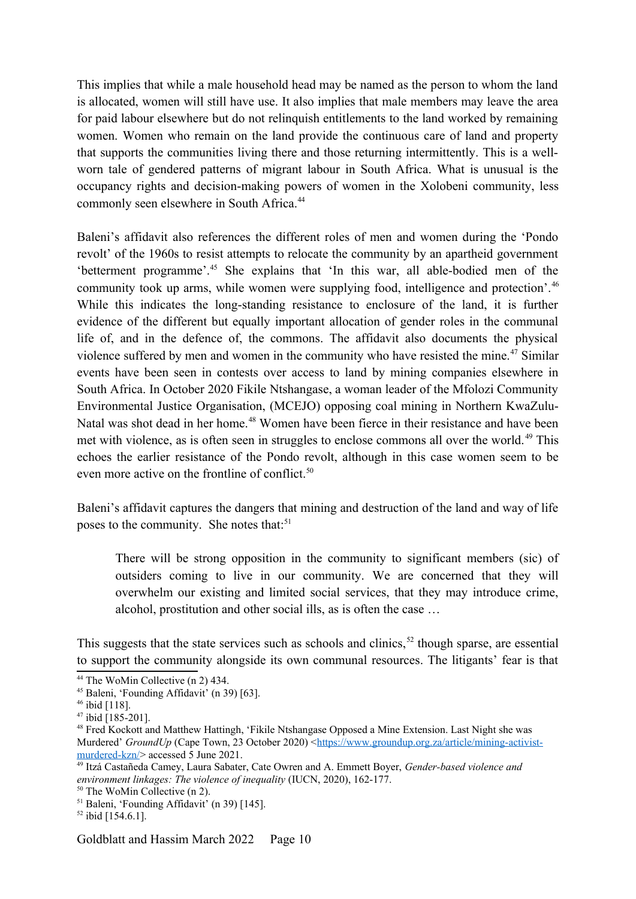This implies that while a male household head may be named as the person to whom the land is allocated, women will still have use. It also implies that male members may leave the area for paid labour elsewhere but do not relinquish entitlements to the land worked by remaining women. Women who remain on the land provide the continuous care of land and property that supports the communities living there and those returning intermittently. This is a well-worn tale of gendered patterns of migrant labour in South Africa. What is unusual is the occupancy rights and decision-making powers of women in the Xolobeni community, less commonly seen elsewhere in South Africa.[44]

Baleni's affidavit also references the different roles of men and women during the 'Pondo revolt' of the 1960s to resist attempts to relocate the community by an apartheid government 'betterment programme'.[45] She explains that 'In this war, all able-bodied men of the community took up arms, while women were supplying food, intelligence and protection'.[46] While this indicates the long-standing resistance to enclosure of the land, it is further evidence of the different but equally important allocation of gender roles in the communal life of, and in the defence of, the commons. The affidavit also documents the physical violence suffered by men and women in the community who have resisted the mine.[47] Similar events have been seen in contests over access to land by mining companies elsewhere in South Africa. In October 2020 Fikile Ntshangase, a woman leader of the Mfolozi Community Environmental Justice Organisation, (MCEJO) opposing coal mining in Northern KwaZulu-Natal was shot dead in her home.[48] Women have been fierce in their resistance and have been met with violence, as is often seen in struggles to enclose commons all over the world.[49] This echoes the earlier resistance of the Pondo revolt, although in this case women seem to be even more active on the frontline of conflict.[50]

Baleni's affidavit captures the dangers that mining and destruction of the land and way of life poses to the community. She notes that:[51]

> There will be strong opposition in the community to significant members (sic) of outsiders coming to live in our community. We are concerned that they will overwhelm our existing and limited social services, that they may introduce crime, alcohol, prostitution and other social ills, as is often the case …

This suggests that the state services such as schools and clinics,[52] though sparse, are essential to support the community alongside its own communal resources. The litigants' fear is that

---

[44] The WoMin Collective (n 2) 434.

[45] Baleni, 'Founding Affidavit' (n 39) [63].

[46] ibid [118].

[47] ibid [185-201].

[48] Fred Kockott and Matthew Hattingh, 'Fikile Ntshangase Opposed a Mine Extension. Last Night she was Murdered' *GroundUp* (Cape Town, 23 October 2020) <https://www.groundup.org.za/article/mining-activist-murdered-kzn/> accessed 5 June 2021.

[49] Itzá Castañeda Camey, Laura Sabater, Cate Owren and A. Emmett Boyer, *Gender-based violence and environment linkages: The violence of inequality* (IUCN, 2020), 162-177.

[50] The WoMin Collective (n 2).

[51] Baleni, 'Founding Affidavit' (n 39) [145].

[52] ibid [154.6.1].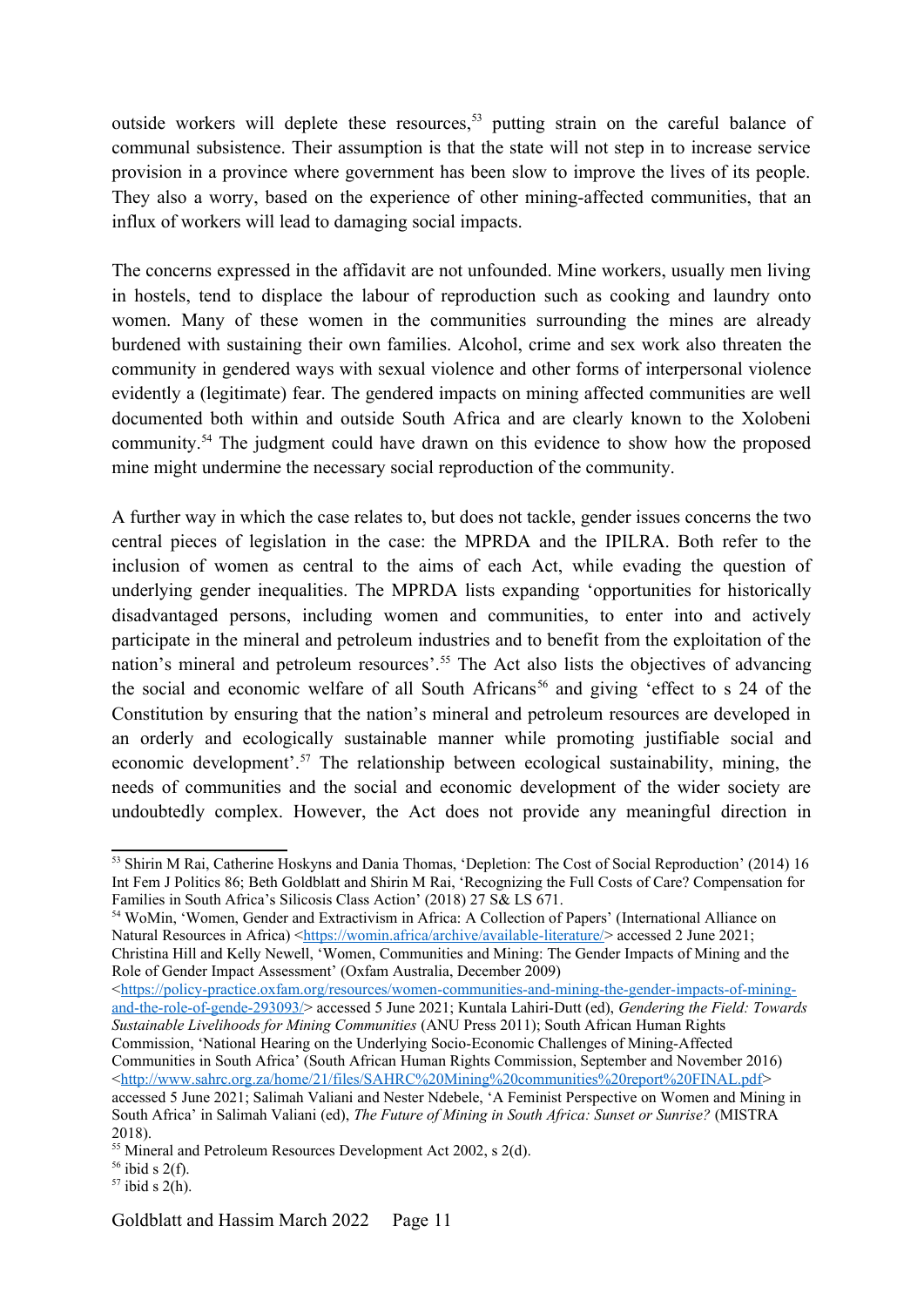outside workers will deplete these resources,[53] putting strain on the careful balance of communal subsistence. Their assumption is that the state will not step in to increase service provision in a province where government has been slow to improve the lives of its people. They also a worry, based on the experience of other mining-affected communities, that an influx of workers will lead to damaging social impacts.

The concerns expressed in the affidavit are not unfounded. Mine workers, usually men living in hostels, tend to displace the labour of reproduction such as cooking and laundry onto women. Many of these women in the communities surrounding the mines are already burdened with sustaining their own families. Alcohol, crime and sex work also threaten the community in gendered ways with sexual violence and other forms of interpersonal violence evidently a (legitimate) fear. The gendered impacts on mining affected communities are well documented both within and outside South Africa and are clearly known to the Xolobeni community.[54] The judgment could have drawn on this evidence to show how the proposed mine might undermine the necessary social reproduction of the community.

A further way in which the case relates to, but does not tackle, gender issues concerns the two central pieces of legislation in the case: the MPRDA and the IPILRA. Both refer to the inclusion of women as central to the aims of each Act, while evading the question of underlying gender inequalities. The MPRDA lists expanding 'opportunities for historically disadvantaged persons, including women and communities, to enter into and actively participate in the mineral and petroleum industries and to benefit from the exploitation of the nation's mineral and petroleum resources'.[55] The Act also lists the objectives of advancing the social and economic welfare of all South Africans[56] and giving 'effect to s 24 of the Constitution by ensuring that the nation's mineral and petroleum resources are developed in an orderly and ecologically sustainable manner while promoting justifiable social and economic development'.[57] The relationship between ecological sustainability, mining, the needs of communities and the social and economic development of the wider society are undoubtedly complex. However, the Act does not provide any meaningful direction in

---

[53] Shirin M Rai, Catherine Hoskyns and Dania Thomas, 'Depletion: The Cost of Social Reproduction' (2014) 16 Int Fem J Politics 86; Beth Goldblatt and Shirin M Rai, 'Recognizing the Full Costs of Care? Compensation for Families in South Africa's Silicosis Class Action' (2018) 27 S& LS 671.

[54] WoMin, 'Women, Gender and Extractivism in Africa: A Collection of Papers' (International Alliance on Natural Resources in Africa) <https://womin.africa/archive/available-literature/> accessed 2 June 2021; Christina Hill and Kelly Newell, 'Women, Communities and Mining: The Gender Impacts of Mining and the Role of Gender Impact Assessment' (Oxfam Australia, December 2009) <https://policy-practice.oxfam.org/resources/women-communities-and-mining-the-gender-impacts-of-mining-and-the-role-of-gende-293093/> accessed 5 June 2021; Kuntala Lahiri-Dutt (ed), *Gendering the Field: Towards Sustainable Livelihoods for Mining Communities* (ANU Press 2011); South African Human Rights Commission, 'National Hearing on the Underlying Socio-Economic Challenges of Mining-Affected Communities in South Africa' (South African Human Rights Commission, September and November 2016) <http://www.sahrc.org.za/home/21/files/SAHRC%20Mining%20communities%20report%20FINAL.pdf> accessed 5 June 2021; Salimah Valiani and Nester Ndebele, 'A Feminist Perspective on Women and Mining in South Africa' in Salimah Valiani (ed), *The Future of Mining in South Africa: Sunset or Sunrise?* (MISTRA 2018).

[55] Mineral and Petroleum Resources Development Act 2002, s 2(d).

[56] ibid s 2(f).

[57] ibid s 2(h).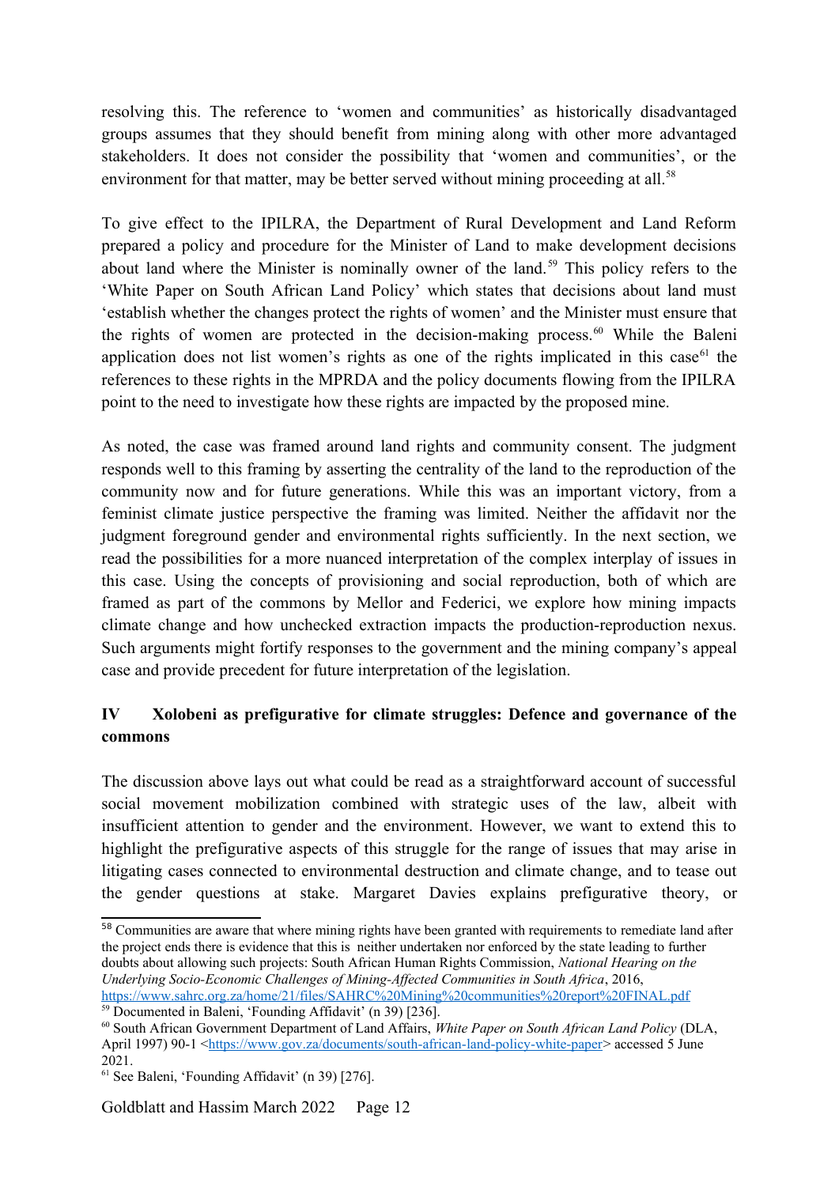resolving this. The reference to 'women and communities' as historically disadvantaged groups assumes that they should benefit from mining along with other more advantaged stakeholders. It does not consider the possibility that 'women and communities', or the environment for that matter, may be better served without mining proceeding at all.[58]

To give effect to the IPILRA, the Department of Rural Development and Land Reform prepared a policy and procedure for the Minister of Land to make development decisions about land where the Minister is nominally owner of the land.[59] This policy refers to the 'White Paper on South African Land Policy' which states that decisions about land must 'establish whether the changes protect the rights of women' and the Minister must ensure that the rights of women are protected in the decision-making process.[60] While the Baleni application does not list women's rights as one of the rights implicated in this case[61] the references to these rights in the MPRDA and the policy documents flowing from the IPILRA point to the need to investigate how these rights are impacted by the proposed mine.

As noted, the case was framed around land rights and community consent. The judgment responds well to this framing by asserting the centrality of the land to the reproduction of the community now and for future generations. While this was an important victory, from a feminist climate justice perspective the framing was limited. Neither the affidavit nor the judgment foreground gender and environmental rights sufficiently. In the next section, we read the possibilities for a more nuanced interpretation of the complex interplay of issues in this case. Using the concepts of provisioning and social reproduction, both of which are framed as part of the commons by Mellor and Federici, we explore how mining impacts climate change and how unchecked extraction impacts the production-reproduction nexus. Such arguments might fortify responses to the government and the mining company's appeal case and provide precedent for future interpretation of the legislation.

## IV Xolobeni as prefigurative for climate struggles: Defence and governance of the commons

The discussion above lays out what could be read as a straightforward account of successful social movement mobilization combined with strategic uses of the law, albeit with insufficient attention to gender and the environment. However, we want to extend this to highlight the prefigurative aspects of this struggle for the range of issues that may arise in litigating cases connected to environmental destruction and climate change, and to tease out the gender questions at stake. Margaret Davies explains prefigurative theory, or

---

[58] Communities are aware that where mining rights have been granted with requirements to remediate land after the project ends there is evidence that this is neither undertaken nor enforced by the state leading to further doubts about allowing such projects: South African Human Rights Commission, *National Hearing on the Underlying Socio-Economic Challenges of Mining-Affected Communities in South Africa*, 2016, https://www.sahrc.org.za/home/21/files/SAHRC%20Mining%20communities%20report%20FINAL.pdf

[59] Documented in Baleni, 'Founding Affidavit' (n 39) [236].

[60] South African Government Department of Land Affairs, *White Paper on South African Land Policy* (DLA, April 1997) 90-1 <https://www.gov.za/documents/south-african-land-policy-white-paper> accessed 5 June 2021.

[61] See Baleni, 'Founding Affidavit' (n 39) [276].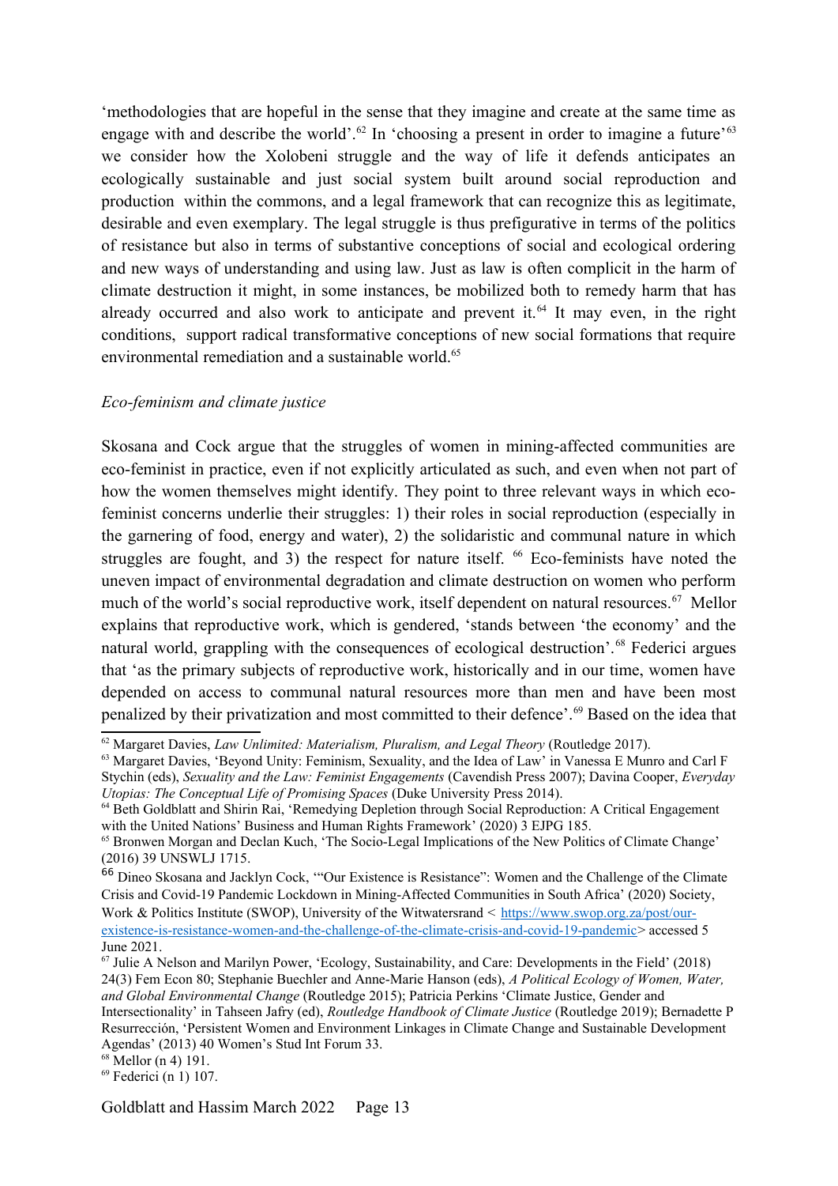'methodologies that are hopeful in the sense that they imagine and create at the same time as engage with and describe the world'.[62] In 'choosing a present in order to imagine a future'[63] we consider how the Xolobeni struggle and the way of life it defends anticipates an ecologically sustainable and just social system built around social reproduction and production within the commons, and a legal framework that can recognize this as legitimate, desirable and even exemplary. The legal struggle is thus prefigurative in terms of the politics of resistance but also in terms of substantive conceptions of social and ecological ordering and new ways of understanding and using law. Just as law is often complicit in the harm of climate destruction it might, in some instances, be mobilized both to remedy harm that has already occurred and also work to anticipate and prevent it.[64] It may even, in the right conditions, support radical transformative conceptions of new social formations that require environmental remediation and a sustainable world.[65]

*Eco-feminism and climate justice*

Skosana and Cock argue that the struggles of women in mining-affected communities are eco-feminist in practice, even if not explicitly articulated as such, and even when not part of how the women themselves might identify. They point to three relevant ways in which eco-feminist concerns underlie their struggles: 1) their roles in social reproduction (especially in the garnering of food, energy and water), 2) the solidaristic and communal nature in which struggles are fought, and 3) the respect for nature itself.[66] Eco-feminists have noted the uneven impact of environmental degradation and climate destruction on women who perform much of the world's social reproductive work, itself dependent on natural resources.[67] Mellor explains that reproductive work, which is gendered, 'stands between 'the economy' and the natural world, grappling with the consequences of ecological destruction'.[68] Federici argues that 'as the primary subjects of reproductive work, historically and in our time, women have depended on access to communal natural resources more than men and have been most penalized by their privatization and most committed to their defence'.[69] Based on the idea that

---

[62] Margaret Davies, *Law Unlimited: Materialism, Pluralism, and Legal Theory* (Routledge 2017).

[63] Margaret Davies, 'Beyond Unity: Feminism, Sexuality, and the Idea of Law' in Vanessa E Munro and Carl F Stychin (eds), *Sexuality and the Law: Feminist Engagements* (Cavendish Press 2007); Davina Cooper, *Everyday Utopias: The Conceptual Life of Promising Spaces* (Duke University Press 2014).

[64] Beth Goldblatt and Shirin Rai, 'Remedying Depletion through Social Reproduction: A Critical Engagement with the United Nations' Business and Human Rights Framework' (2020) 3 EJPG 185.

[65] Bronwen Morgan and Declan Kuch, 'The Socio-Legal Implications of the New Politics of Climate Change' (2016) 39 UNSWLJ 1715.

[66] Dineo Skosana and Jacklyn Cock, '"Our Existence is Resistance": Women and the Challenge of the Climate Crisis and Covid-19 Pandemic Lockdown in Mining-Affected Communities in South Africa' (2020) Society, Work & Politics Institute (SWOP), University of the Witwatersrand < https://www.swop.org.za/post/our-existence-is-resistance-women-and-the-challenge-of-the-climate-crisis-and-covid-19-pandemic> accessed 5 June 2021.

[67] Julie A Nelson and Marilyn Power, 'Ecology, Sustainability, and Care: Developments in the Field' (2018) 24(3) Fem Econ 80; Stephanie Buechler and Anne-Marie Hanson (eds), *A Political Ecology of Women, Water, and Global Environmental Change* (Routledge 2015); Patricia Perkins 'Climate Justice, Gender and Intersectionality' in Tahseen Jafry (ed), *Routledge Handbook of Climate Justice* (Routledge 2019); Bernadette P Resurrección, 'Persistent Women and Environment Linkages in Climate Change and Sustainable Development Agendas' (2013) 40 Women's Stud Int Forum 33.

[68] Mellor (n 4) 191.

[69] Federici (n 1) 107.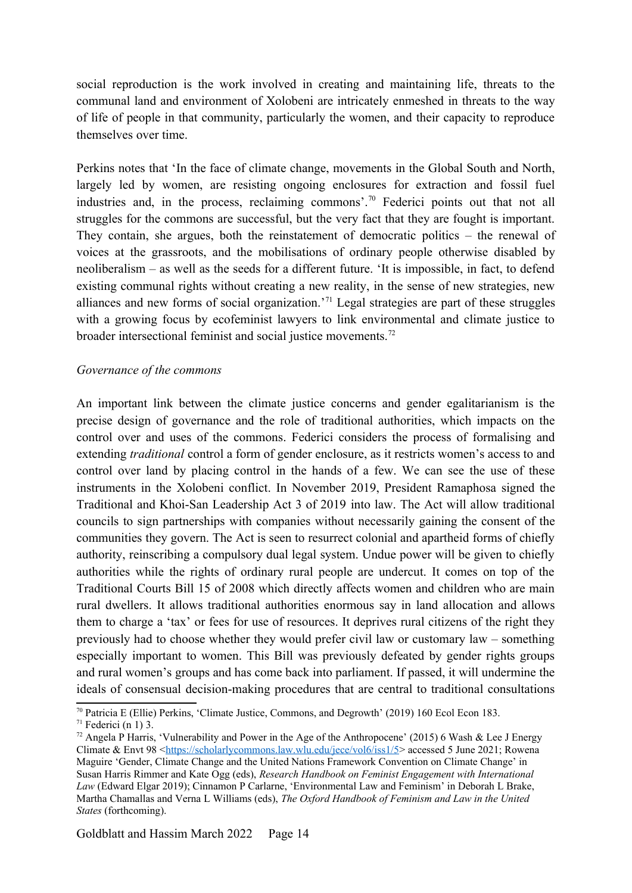social reproduction is the work involved in creating and maintaining life, threats to the communal land and environment of Xolobeni are intricately enmeshed in threats to the way of life of people in that community, particularly the women, and their capacity to reproduce themselves over time.

Perkins notes that 'In the face of climate change, movements in the Global South and North, largely led by women, are resisting ongoing enclosures for extraction and fossil fuel industries and, in the process, reclaiming commons'.[70] Federici points out that not all struggles for the commons are successful, but the very fact that they are fought is important. They contain, she argues, both the reinstatement of democratic politics – the renewal of voices at the grassroots, and the mobilisations of ordinary people otherwise disabled by neoliberalism – as well as the seeds for a different future. 'It is impossible, in fact, to defend existing communal rights without creating a new reality, in the sense of new strategies, new alliances and new forms of social organization.'[71] Legal strategies are part of these struggles with a growing focus by ecofeminist lawyers to link environmental and climate justice to broader intersectional feminist and social justice movements.[72]

*Governance of the commons*

An important link between the climate justice concerns and gender egalitarianism is the precise design of governance and the role of traditional authorities, which impacts on the control over and uses of the commons. Federici considers the process of formalising and extending *traditional* control a form of gender enclosure, as it restricts women's access to and control over land by placing control in the hands of a few. We can see the use of these instruments in the Xolobeni conflict. In November 2019, President Ramaphosa signed the Traditional and Khoi-San Leadership Act 3 of 2019 into law. The Act will allow traditional councils to sign partnerships with companies without necessarily gaining the consent of the communities they govern. The Act is seen to resurrect colonial and apartheid forms of chiefly authority, reinscribing a compulsory dual legal system. Undue power will be given to chiefly authorities while the rights of ordinary rural people are undercut. It comes on top of the Traditional Courts Bill 15 of 2008 which directly affects women and children who are main rural dwellers. It allows traditional authorities enormous say in land allocation and allows them to charge a 'tax' or fees for use of resources. It deprives rural citizens of the right they previously had to choose whether they would prefer civil law or customary law – something especially important to women. This Bill was previously defeated by gender rights groups and rural women's groups and has come back into parliament. If passed, it will undermine the ideals of consensual decision-making procedures that are central to traditional consultations

---

[70] Patricia E (Ellie) Perkins, 'Climate Justice, Commons, and Degrowth' (2019) 160 Ecol Econ 183.

[71] Federici (n 1) 3.

[72] Angela P Harris, 'Vulnerability and Power in the Age of the Anthropocene' (2015) 6 Wash & Lee J Energy Climate & Envt 98 <https://scholarlycommons.law.wlu.edu/jece/vol6/iss1/5> accessed 5 June 2021; Rowena Maguire 'Gender, Climate Change and the United Nations Framework Convention on Climate Change' in Susan Harris Rimmer and Kate Ogg (eds), *Research Handbook on Feminist Engagement with International Law* (Edward Elgar 2019); Cinnamon P Carlarne, 'Environmental Law and Feminism' in Deborah L Brake, Martha Chamallas and Verna L Williams (eds), *The Oxford Handbook of Feminism and Law in the United States* (forthcoming).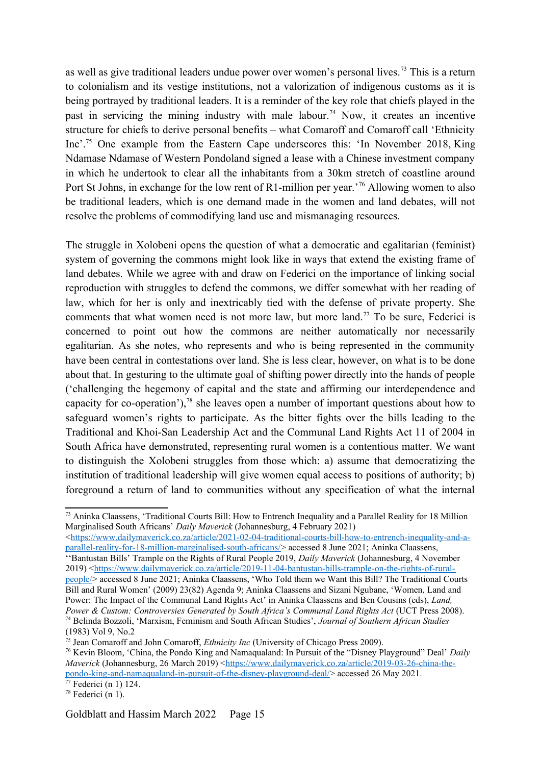as well as give traditional leaders undue power over women's personal lives.[73] This is a return to colonialism and its vestige institutions, not a valorization of indigenous customs as it is being portrayed by traditional leaders. It is a reminder of the key role that chiefs played in the past in servicing the mining industry with male labour.[74] Now, it creates an incentive structure for chiefs to derive personal benefits – what Comaroff and Comaroff call 'Ethnicity Inc'.[75] One example from the Eastern Cape underscores this: 'In November 2018, King Ndamase Ndamase of Western Pondoland signed a lease with a Chinese investment company in which he undertook to clear all the inhabitants from a 30km stretch of coastline around Port St Johns, in exchange for the low rent of R1-million per year.'[76] Allowing women to also be traditional leaders, which is one demand made in the women and land debates, will not resolve the problems of commodifying land use and mismanaging resources.

The struggle in Xolobeni opens the question of what a democratic and egalitarian (feminist) system of governing the commons might look like in ways that extend the existing frame of land debates. While we agree with and draw on Federici on the importance of linking social reproduction with struggles to defend the commons, we differ somewhat with her reading of law, which for her is only and inextricably tied with the defense of private property. She comments that what women need is not more law, but more land.[77] To be sure, Federici is concerned to point out how the commons are neither automatically nor necessarily egalitarian. As she notes, who represents and who is being represented in the community have been central in contestations over land. She is less clear, however, on what is to be done about that. In gesturing to the ultimate goal of shifting power directly into the hands of people ('challenging the hegemony of capital and the state and affirming our interdependence and capacity for co-operation'),[78] she leaves open a number of important questions about how to safeguard women's rights to participate. As the bitter fights over the bills leading to the Traditional and Khoi-San Leadership Act and the Communal Land Rights Act 11 of 2004 in South Africa have demonstrated, representing rural women is a contentious matter. We want to distinguish the Xolobeni struggles from those which: a) assume that democratizing the institution of traditional leadership will give women equal access to positions of authority; b) foreground a return of land to communities without any specification of what the internal

---

[73] Aninka Claassens, 'Traditional Courts Bill: How to Entrench Inequality and a Parallel Reality for 18 Million Marginalised South Africans' *Daily Maverick* (Johannesburg, 4 February 2021) <https://www.dailymaverick.co.za/article/2021-02-04-traditional-courts-bill-how-to-entrench-inequality-and-a-parallel-reality-for-18-million-marginalised-south-africans/> accessed 8 June 2021; Aninka Claassens, ''Bantustan Bills' Trample on the Rights of Rural People 2019, *Daily Maverick* (Johannesburg, 4 November 2019) <https://www.dailymaverick.co.za/article/2019-11-04-bantustan-bills-trample-on-the-rights-of-rural-people/> accessed 8 June 2021; Aninka Claassens, 'Who Told them we Want this Bill? The Traditional Courts Bill and Rural Women' (2009) 23(82) Agenda 9; Aninka Claassens and Sizani Ngubane, 'Women, Land and Power: The Impact of the Communal Land Rights Act' in Aninka Claassens and Ben Cousins (eds), *Land, Power & Custom: Controversies Generated by South Africa's Communal Land Rights Act* (UCT Press 2008).

[74] Belinda Bozzoli, 'Marxism, Feminism and South African Studies', *Journal of Southern African Studies* (1983) Vol 9, No.2

[75] Jean Comaroff and John Comaroff, *Ethnicity Inc* (University of Chicago Press 2009).

[76] Kevin Bloom, 'China, the Pondo King and Namaqualand: In Pursuit of the "Disney Playground" Deal' *Daily Maverick* (Johannesburg, 26 March 2019) <https://www.dailymaverick.co.za/article/2019-03-26-china-the-pondo-king-and-namaqualand-in-pursuit-of-the-disney-playground-deal/> accessed 26 May 2021.

[77] Federici (n 1) 124.

[78] Federici (n 1).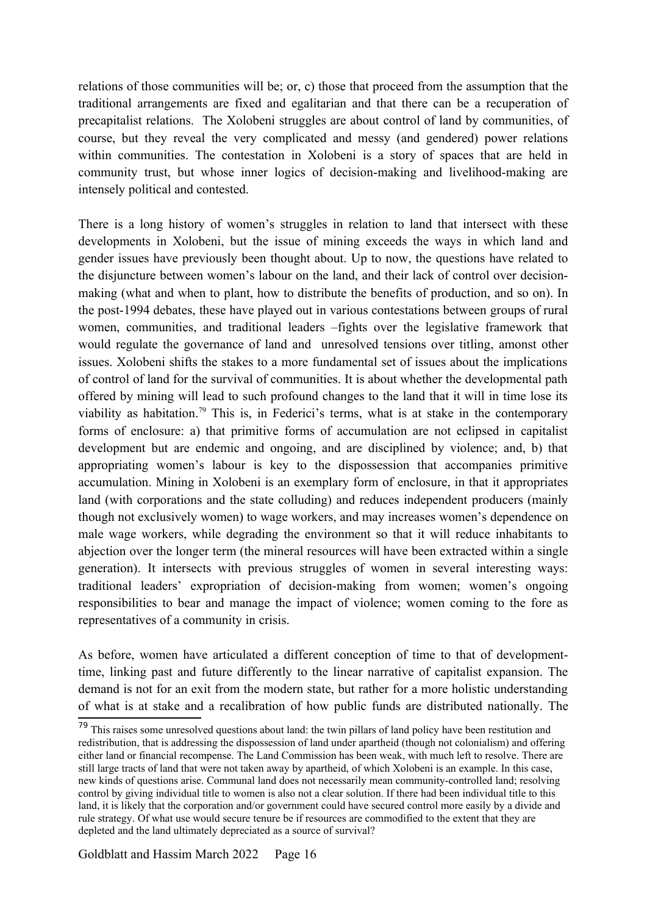relations of those communities will be; or, c) those that proceed from the assumption that the traditional arrangements are fixed and egalitarian and that there can be a recuperation of precapitalist relations. The Xolobeni struggles are about control of land by communities, of course, but they reveal the very complicated and messy (and gendered) power relations within communities. The contestation in Xolobeni is a story of spaces that are held in community trust, but whose inner logics of decision-making and livelihood-making are intensely political and contested.

There is a long history of women's struggles in relation to land that intersect with these developments in Xolobeni, but the issue of mining exceeds the ways in which land and gender issues have previously been thought about. Up to now, the questions have related to the disjuncture between women's labour on the land, and their lack of control over decision-making (what and when to plant, how to distribute the benefits of production, and so on). In the post-1994 debates, these have played out in various contestations between groups of rural women, communities, and traditional leaders –fights over the legislative framework that would regulate the governance of land and unresolved tensions over titling, amonst other issues. Xolobeni shifts the stakes to a more fundamental set of issues about the implications of control of land for the survival of communities. It is about whether the developmental path offered by mining will lead to such profound changes to the land that it will in time lose its viability as habitation.[79] This is, in Federici's terms, what is at stake in the contemporary forms of enclosure: a) that primitive forms of accumulation are not eclipsed in capitalist development but are endemic and ongoing, and are disciplined by violence; and, b) that appropriating women's labour is key to the dispossession that accompanies primitive accumulation. Mining in Xolobeni is an exemplary form of enclosure, in that it appropriates land (with corporations and the state colluding) and reduces independent producers (mainly though not exclusively women) to wage workers, and may increases women's dependence on male wage workers, while degrading the environment so that it will reduce inhabitants to abjection over the longer term (the mineral resources will have been extracted within a single generation). It intersects with previous struggles of women in several interesting ways: traditional leaders' expropriation of decision-making from women; women's ongoing responsibilities to bear and manage the impact of violence; women coming to the fore as representatives of a community in crisis.

As before, women have articulated a different conception of time to that of development-time, linking past and future differently to the linear narrative of capitalist expansion. The demand is not for an exit from the modern state, but rather for a more holistic understanding of what is at stake and a recalibration of how public funds are distributed nationally. The

[79] This raises some unresolved questions about land: the twin pillars of land policy have been restitution and redistribution, that is addressing the dispossession of land under apartheid (though not colonialism) and offering either land or financial recompense. The Land Commission has been weak, with much left to resolve. There are still large tracts of land that were not taken away by apartheid, of which Xolobeni is an example. In this case, new kinds of questions arise. Communal land does not necessarily mean community-controlled land; resolving control by giving individual title to women is also not a clear solution. If there had been individual title to this land, it is likely that the corporation and/or government could have secured control more easily by a divide and rule strategy. Of what use would secure tenure be if resources are commodified to the extent that they are depleted and the land ultimately depreciated as a source of survival?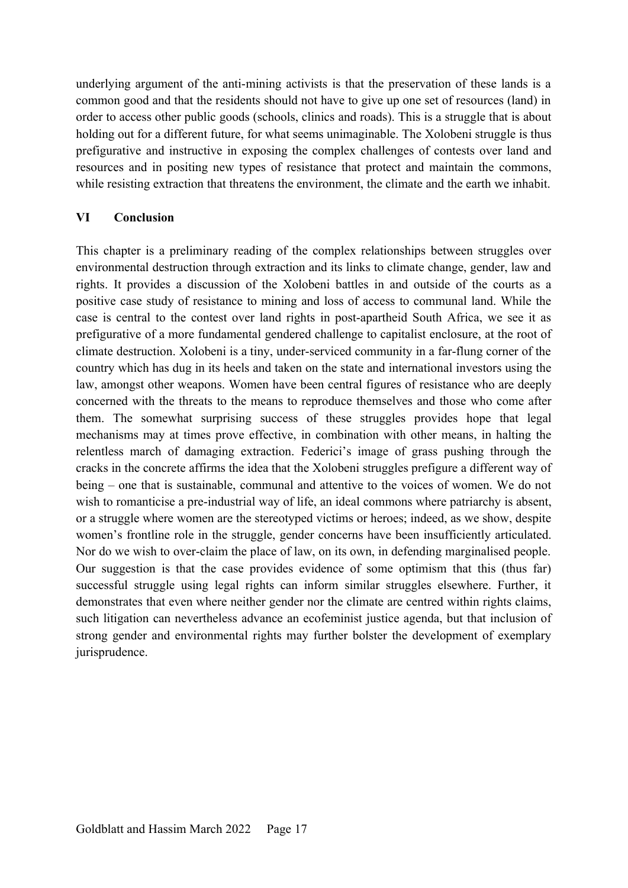underlying argument of the anti-mining activists is that the preservation of these lands is a common good and that the residents should not have to give up one set of resources (land) in order to access other public goods (schools, clinics and roads). This is a struggle that is about holding out for a different future, for what seems unimaginable. The Xolobeni struggle is thus prefigurative and instructive in exposing the complex challenges of contests over land and resources and in positing new types of resistance that protect and maintain the commons, while resisting extraction that threatens the environment, the climate and the earth we inhabit.

## VI Conclusion

This chapter is a preliminary reading of the complex relationships between struggles over environmental destruction through extraction and its links to climate change, gender, law and rights. It provides a discussion of the Xolobeni battles in and outside of the courts as a positive case study of resistance to mining and loss of access to communal land. While the case is central to the contest over land rights in post-apartheid South Africa, we see it as prefigurative of a more fundamental gendered challenge to capitalist enclosure, at the root of climate destruction. Xolobeni is a tiny, under-serviced community in a far-flung corner of the country which has dug in its heels and taken on the state and international investors using the law, amongst other weapons. Women have been central figures of resistance who are deeply concerned with the threats to the means to reproduce themselves and those who come after them. The somewhat surprising success of these struggles provides hope that legal mechanisms may at times prove effective, in combination with other means, in halting the relentless march of damaging extraction. Federici's image of grass pushing through the cracks in the concrete affirms the idea that the Xolobeni struggles prefigure a different way of being – one that is sustainable, communal and attentive to the voices of women. We do not wish to romanticise a pre-industrial way of life, an ideal commons where patriarchy is absent, or a struggle where women are the stereotyped victims or heroes; indeed, as we show, despite women's frontline role in the struggle, gender concerns have been insufficiently articulated. Nor do we wish to over-claim the place of law, on its own, in defending marginalised people. Our suggestion is that the case provides evidence of some optimism that this (thus far) successful struggle using legal rights can inform similar struggles elsewhere. Further, it demonstrates that even where neither gender nor the climate are centred within rights claims, such litigation can nevertheless advance an ecofeminist justice agenda, but that inclusion of strong gender and environmental rights may further bolster the development of exemplary jurisprudence.